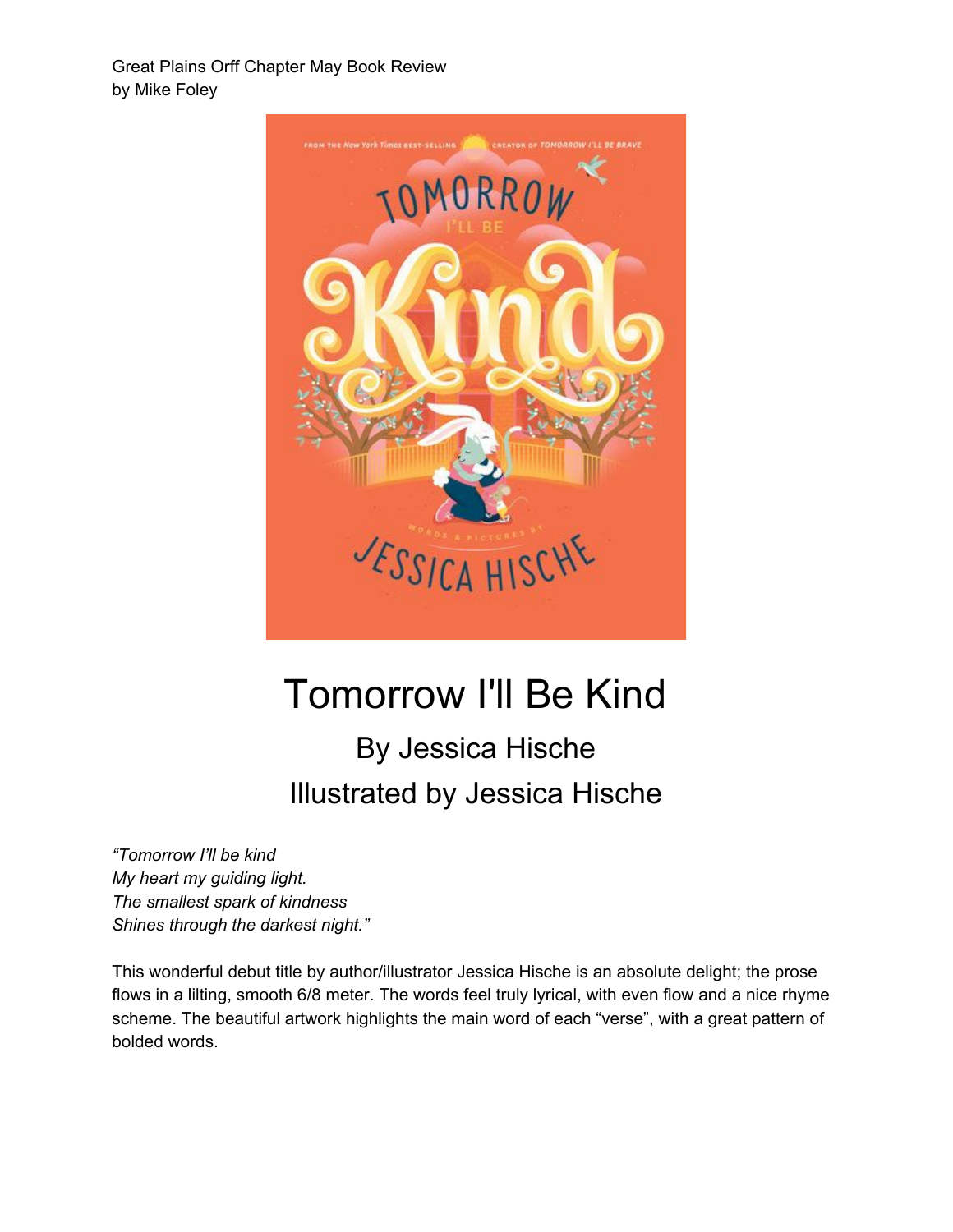Great Plains Orff Chapter May Book Review
by Mike Foley

# Tomorrow I'll Be Kind

## By Jessica Hische
## Illustrated by Jessica Hische

*"Tomorrow I'll be kind*
*My heart my guiding light.*
*The smallest spark of kindness*
*Shines through the darkest night."*

This wonderful debut title by author/illustrator Jessica Hische is an absolute delight; the prose flows in a lilting, smooth 6/8 meter. The words feel truly lyrical, with even flow and a nice rhyme scheme. The beautiful artwork highlights the main word of each "verse", with a great pattern of bolded words.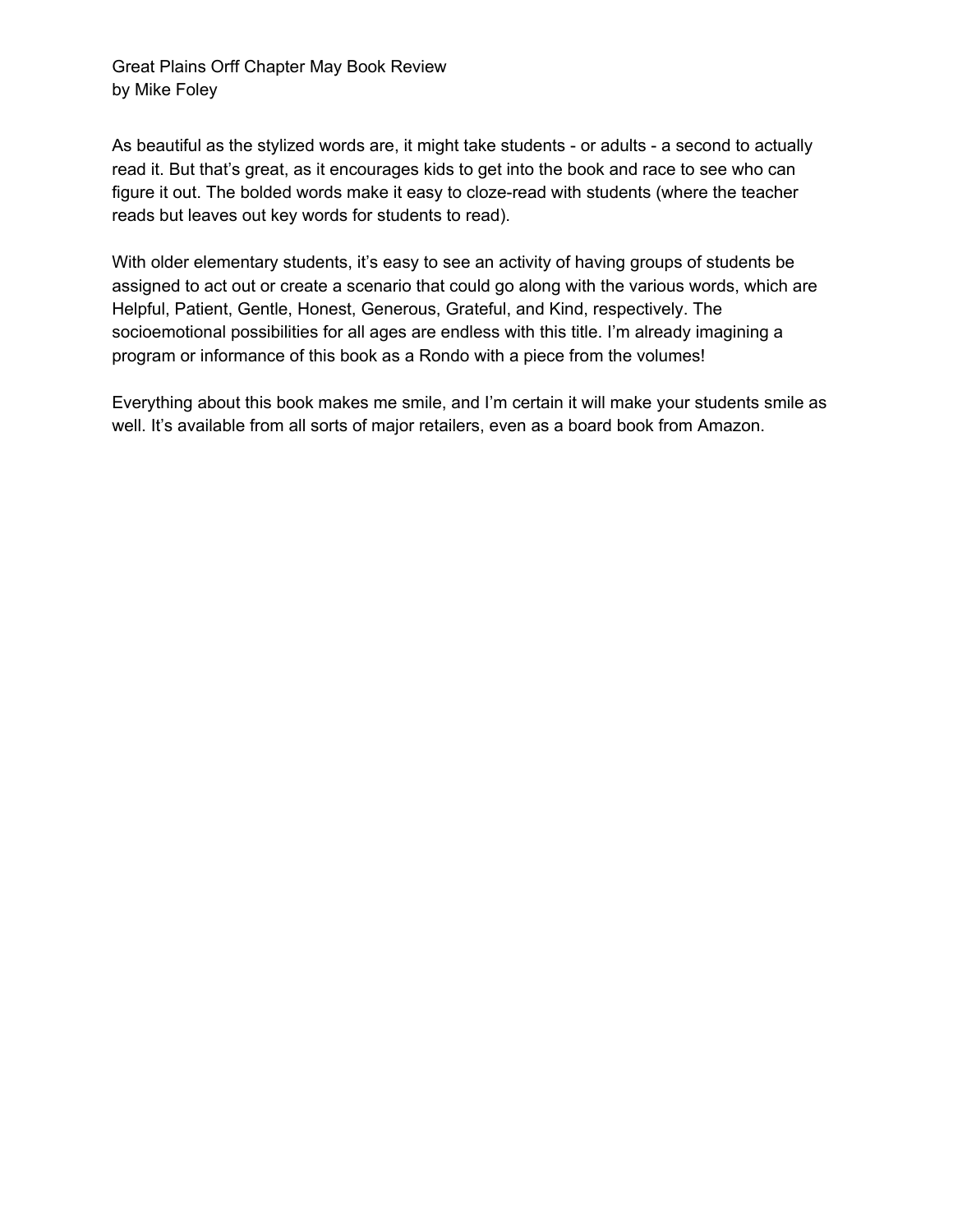Great Plains Orff Chapter May Book Review
by Mike Foley

As beautiful as the stylized words are, it might take students - or adults - a second to actually read it. But that's great, as it encourages kids to get into the book and race to see who can figure it out. The bolded words make it easy to cloze-read with students (where the teacher reads but leaves out key words for students to read).

With older elementary students, it's easy to see an activity of having groups of students be assigned to act out or create a scenario that could go along with the various words, which are Helpful, Patient, Gentle, Honest, Generous, Grateful, and Kind, respectively. The socioemotional possibilities for all ages are endless with this title. I'm already imagining a program or informance of this book as a Rondo with a piece from the volumes!

Everything about this book makes me smile, and I'm certain it will make your students smile as well. It's available from all sorts of major retailers, even as a board book from Amazon.